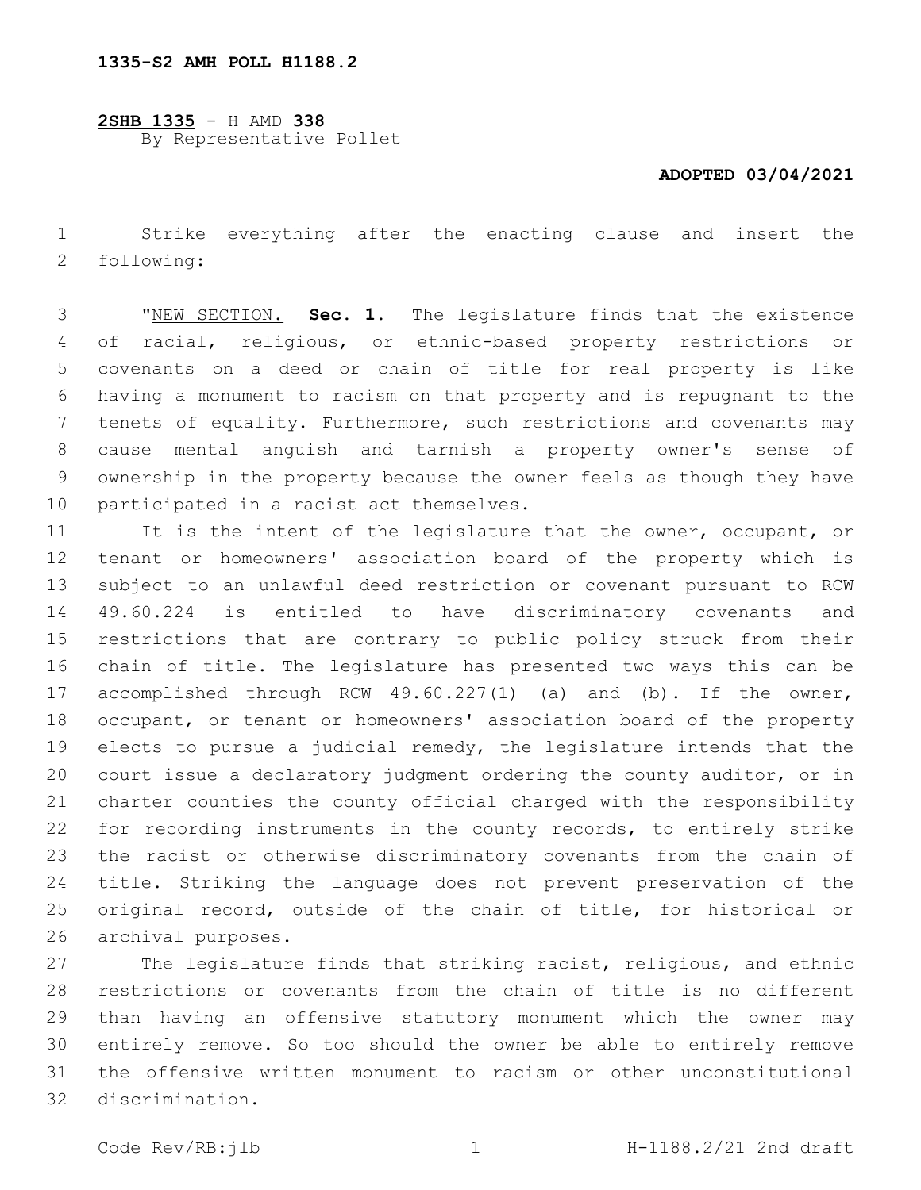**1335-S2 AMH POLL H1188.2**

**2SHB 1335** - H AMD **338**
By Representative Pollet

**ADOPTED 03/04/2021**

Strike everything after the enacting clause and insert the following:

"NEW SECTION. **Sec. 1.** The legislature finds that the existence of racial, religious, or ethnic-based property restrictions or covenants on a deed or chain of title for real property is like having a monument to racism on that property and is repugnant to the tenets of equality. Furthermore, such restrictions and covenants may cause mental anguish and tarnish a property owner's sense of ownership in the property because the owner feels as though they have participated in a racist act themselves.

It is the intent of the legislature that the owner, occupant, or tenant or homeowners' association board of the property which is subject to an unlawful deed restriction or covenant pursuant to RCW 49.60.224 is entitled to have discriminatory covenants and restrictions that are contrary to public policy struck from their chain of title. The legislature has presented two ways this can be accomplished through RCW 49.60.227(1) (a) and (b). If the owner, occupant, or tenant or homeowners' association board of the property elects to pursue a judicial remedy, the legislature intends that the court issue a declaratory judgment ordering the county auditor, or in charter counties the county official charged with the responsibility for recording instruments in the county records, to entirely strike the racist or otherwise discriminatory covenants from the chain of title. Striking the language does not prevent preservation of the original record, outside of the chain of title, for historical or archival purposes.

The legislature finds that striking racist, religious, and ethnic restrictions or covenants from the chain of title is no different than having an offensive statutory monument which the owner may entirely remove. So too should the owner be able to entirely remove the offensive written monument to racism or other unconstitutional discrimination.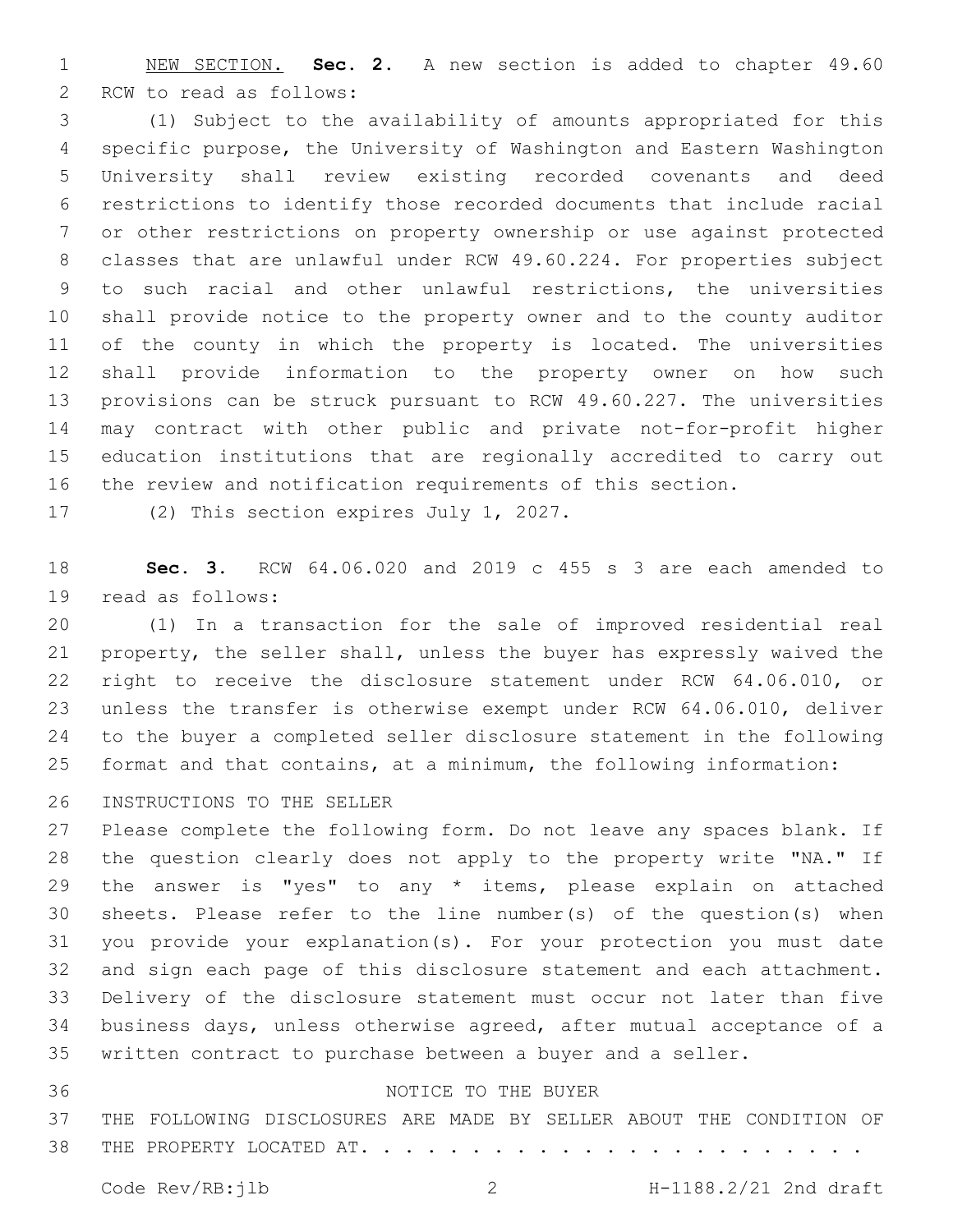NEW SECTION. **Sec. 2.** A new section is added to chapter 49.60 RCW to read as follows:

(1) Subject to the availability of amounts appropriated for this specific purpose, the University of Washington and Eastern Washington University shall review existing recorded covenants and deed restrictions to identify those recorded documents that include racial or other restrictions on property ownership or use against protected classes that are unlawful under RCW 49.60.224. For properties subject to such racial and other unlawful restrictions, the universities shall provide notice to the property owner and to the county auditor of the county in which the property is located. The universities shall provide information to the property owner on how such provisions can be struck pursuant to RCW 49.60.227. The universities may contract with other public and private not-for-profit higher education institutions that are regionally accredited to carry out the review and notification requirements of this section.

(2) This section expires July 1, 2027.

**Sec. 3.** RCW 64.06.020 and 2019 c 455 s 3 are each amended to read as follows:

(1) In a transaction for the sale of improved residential real property, the seller shall, unless the buyer has expressly waived the right to receive the disclosure statement under RCW 64.06.010, or unless the transfer is otherwise exempt under RCW 64.06.010, deliver to the buyer a completed seller disclosure statement in the following format and that contains, at a minimum, the following information:

INSTRUCTIONS TO THE SELLER

Please complete the following form. Do not leave any spaces blank. If the question clearly does not apply to the property write "NA." If the answer is "yes" to any * items, please explain on attached sheets. Please refer to the line number(s) of the question(s) when you provide your explanation(s). For your protection you must date and sign each page of this disclosure statement and each attachment. Delivery of the disclosure statement must occur not later than five business days, unless otherwise agreed, after mutual acceptance of a written contract to purchase between a buyer and a seller.

NOTICE TO THE BUYER

THE FOLLOWING DISCLOSURES ARE MADE BY SELLER ABOUT THE CONDITION OF THE PROPERTY LOCATED AT. . . . . . . . . . . . . . . . . . . . . . .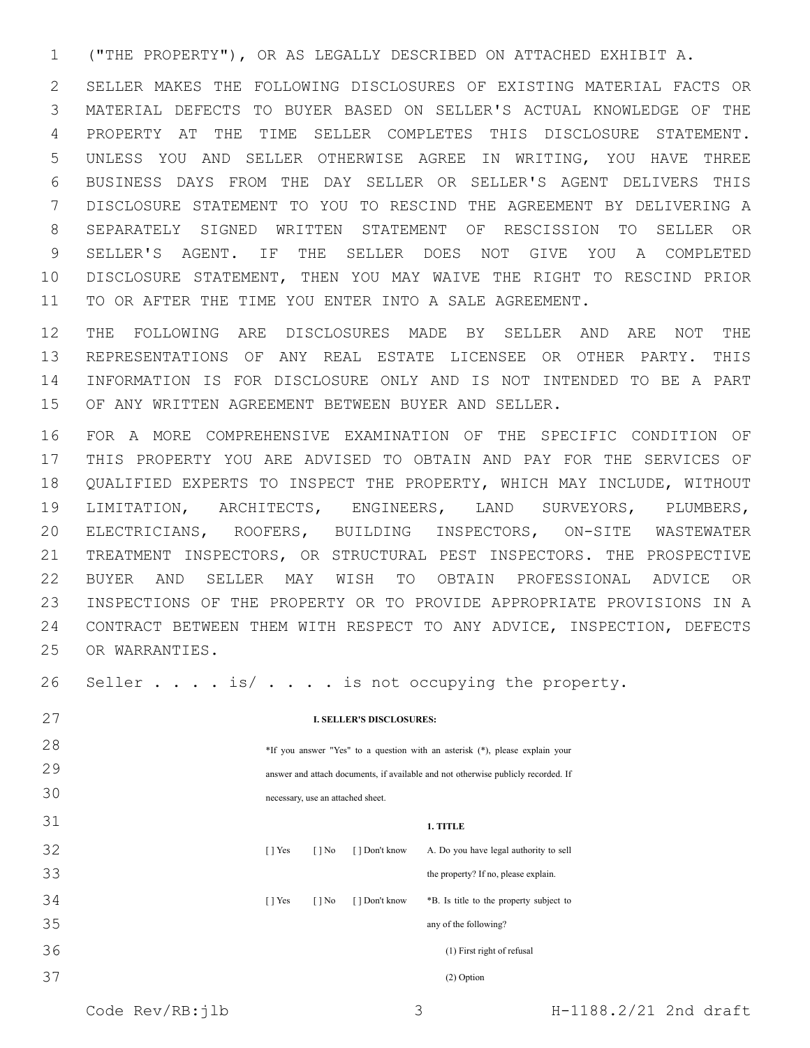("THE PROPERTY"), OR AS LEGALLY DESCRIBED ON ATTACHED EXHIBIT A.

SELLER MAKES THE FOLLOWING DISCLOSURES OF EXISTING MATERIAL FACTS OR MATERIAL DEFECTS TO BUYER BASED ON SELLER'S ACTUAL KNOWLEDGE OF THE PROPERTY AT THE TIME SELLER COMPLETES THIS DISCLOSURE STATEMENT. UNLESS YOU AND SELLER OTHERWISE AGREE IN WRITING, YOU HAVE THREE BUSINESS DAYS FROM THE DAY SELLER OR SELLER'S AGENT DELIVERS THIS DISCLOSURE STATEMENT TO YOU TO RESCIND THE AGREEMENT BY DELIVERING A SEPARATELY SIGNED WRITTEN STATEMENT OF RESCISSION TO SELLER OR SELLER'S AGENT. IF THE SELLER DOES NOT GIVE YOU A COMPLETED DISCLOSURE STATEMENT, THEN YOU MAY WAIVE THE RIGHT TO RESCIND PRIOR TO OR AFTER THE TIME YOU ENTER INTO A SALE AGREEMENT.

THE FOLLOWING ARE DISCLOSURES MADE BY SELLER AND ARE NOT THE REPRESENTATIONS OF ANY REAL ESTATE LICENSEE OR OTHER PARTY. THIS INFORMATION IS FOR DISCLOSURE ONLY AND IS NOT INTENDED TO BE A PART OF ANY WRITTEN AGREEMENT BETWEEN BUYER AND SELLER.

FOR A MORE COMPREHENSIVE EXAMINATION OF THE SPECIFIC CONDITION OF THIS PROPERTY YOU ARE ADVISED TO OBTAIN AND PAY FOR THE SERVICES OF QUALIFIED EXPERTS TO INSPECT THE PROPERTY, WHICH MAY INCLUDE, WITHOUT LIMITATION, ARCHITECTS, ENGINEERS, LAND SURVEYORS, PLUMBERS, ELECTRICIANS, ROOFERS, BUILDING INSPECTORS, ON-SITE WASTEWATER TREATMENT INSPECTORS, OR STRUCTURAL PEST INSPECTORS. THE PROSPECTIVE BUYER AND SELLER MAY WISH TO OBTAIN PROFESSIONAL ADVICE OR INSPECTIONS OF THE PROPERTY OR TO PROVIDE APPROPRIATE PROVISIONS IN A CONTRACT BETWEEN THEM WITH RESPECT TO ANY ADVICE, INSPECTION, DEFECTS OR WARRANTIES.

Seller . . . . is/ . . . . is not occupying the property.

**I. SELLER'S DISCLOSURES:**

*If you answer "Yes" to a question with an asterisk (*), please explain your answer and attach documents, if available and not otherwise publicly recorded. If necessary, use an attached sheet.

**1. TITLE**

[ ] Yes [ ] No [ ] Don't know A. Do you have legal authority to sell the property? If no, please explain.

[ ] Yes [ ] No [ ] Don't know *B. Is title to the property subject to any of the following?

(1) First right of refusal

(2) Option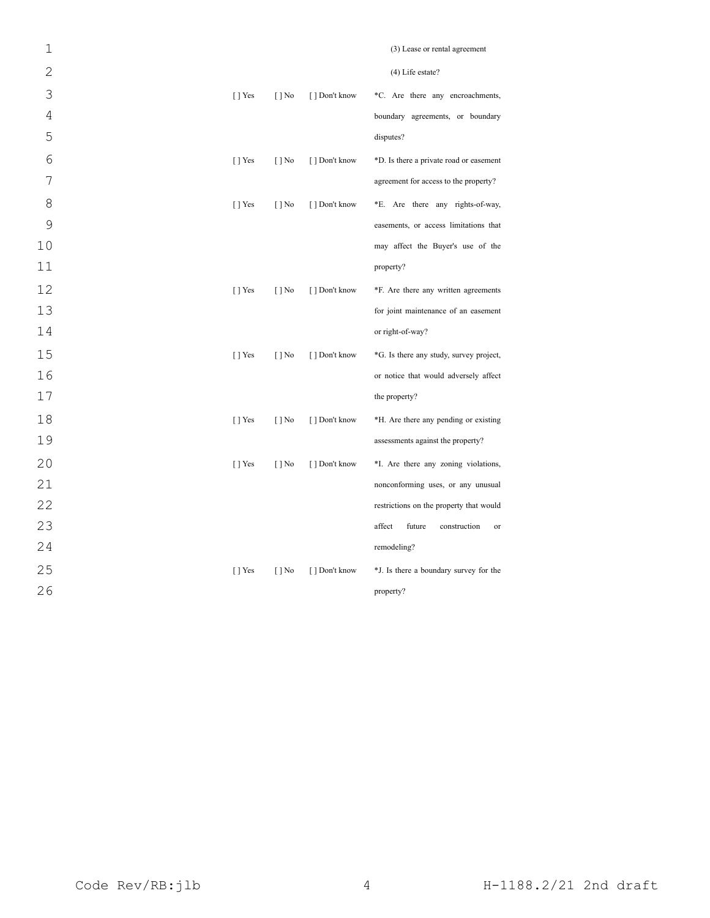(3) Lease or rental agreement

(4) Life estate?

| | | | |
|---|---|---|---|
| [ ] Yes | [ ] No | [ ] Don't know | *C. Are there any encroachments, boundary agreements, or boundary disputes? |
| [ ] Yes | [ ] No | [ ] Don't know | *D. Is there a private road or easement agreement for access to the property? |
| [ ] Yes | [ ] No | [ ] Don't know | *E. Are there any rights-of-way, easements, or access limitations that may affect the Buyer's use of the property? |
| [ ] Yes | [ ] No | [ ] Don't know | *F. Are there any written agreements for joint maintenance of an easement or right-of-way? |
| [ ] Yes | [ ] No | [ ] Don't know | *G. Is there any study, survey project, or notice that would adversely affect the property? |
| [ ] Yes | [ ] No | [ ] Don't know | *H. Are there any pending or existing assessments against the property? |
| [ ] Yes | [ ] No | [ ] Don't know | *I. Are there any zoning violations, nonconforming uses, or any unusual restrictions on the property that would affect future construction or remodeling? |
| [ ] Yes | [ ] No | [ ] Don't know | *J. Is there a boundary survey for the property? |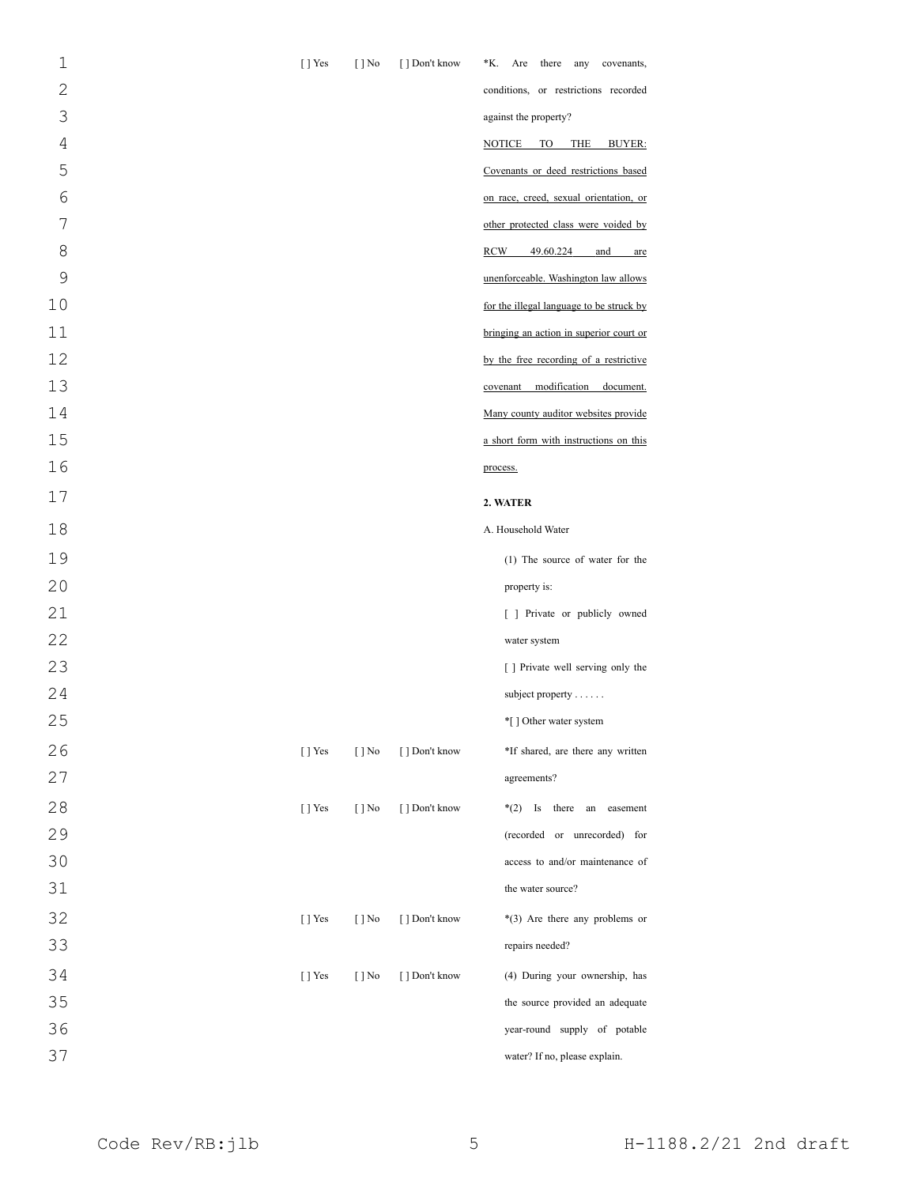| | | | |
|---|---|---|---|
| [ ] Yes | [ ] No | [ ] Don't know | *K. Are there any covenants, conditions, or restrictions recorded against the property? |
| | | | <u>NOTICE TO THE BUYER: Covenants or deed restrictions based on race, creed, sexual orientation, or other protected class were voided by RCW 49.60.224 and are unenforceable. Washington law allows for the illegal language to be struck by bringing an action in superior court or by the free recording of a restrictive covenant modification document. Many county auditor websites provide a short form with instructions on this process.</u> |
| | | | **2. WATER** |
| | | | A. Household Water |
| | | | (1) The source of water for the property is: |
| | | | [ ] Private or publicly owned water system |
| | | | [ ] Private well serving only the subject property . . . . . . |
| | | | *[ ] Other water system |
| [ ] Yes | [ ] No | [ ] Don't know | *If shared, are there any written agreements? |
| [ ] Yes | [ ] No | [ ] Don't know | *(2) Is there an easement (recorded or unrecorded) for access to and/or maintenance of the water source? |
| [ ] Yes | [ ] No | [ ] Don't know | *(3) Are there any problems or repairs needed? |
| [ ] Yes | [ ] No | [ ] Don't know | (4) During your ownership, has the source provided an adequate year-round supply of potable water? If no, please explain. |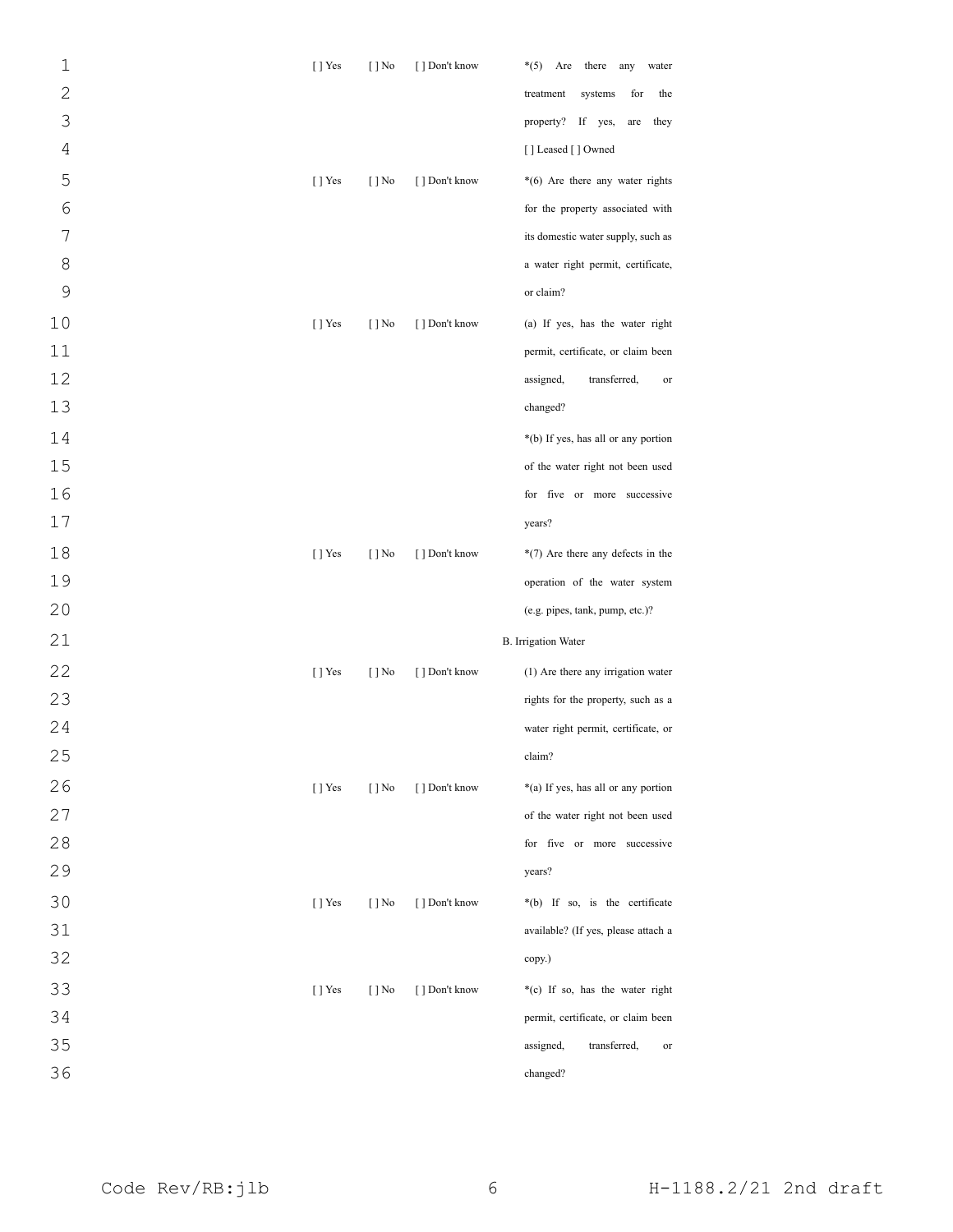| | | | |
|---|---|---|---|
| [ ] Yes | [ ] No | [ ] Don't know | *(5) Are there any water treatment systems for the property? If yes, are they [ ] Leased [ ] Owned |
| [ ] Yes | [ ] No | [ ] Don't know | *(6) Are there any water rights for the property associated with its domestic water supply, such as a water right permit, certificate, or claim? |
| [ ] Yes | [ ] No | [ ] Don't know | (a) If yes, has the water right permit, certificate, or claim been assigned, transferred, or changed? |
| | | | *(b) If yes, has all or any portion of the water right not been used for five or more successive years? |
| [ ] Yes | [ ] No | [ ] Don't know | *(7) Are there any defects in the operation of the water system (e.g. pipes, tank, pump, etc.)? |
| | | | B. Irrigation Water |
| [ ] Yes | [ ] No | [ ] Don't know | (1) Are there any irrigation water rights for the property, such as a water right permit, certificate, or claim? |
| [ ] Yes | [ ] No | [ ] Don't know | *(a) If yes, has all or any portion of the water right not been used for five or more successive years? |
| [ ] Yes | [ ] No | [ ] Don't know | *(b) If so, is the certificate available? (If yes, please attach a copy.) |
| [ ] Yes | [ ] No | [ ] Don't know | *(c) If so, has the water right permit, certificate, or claim been assigned, transferred, or changed? |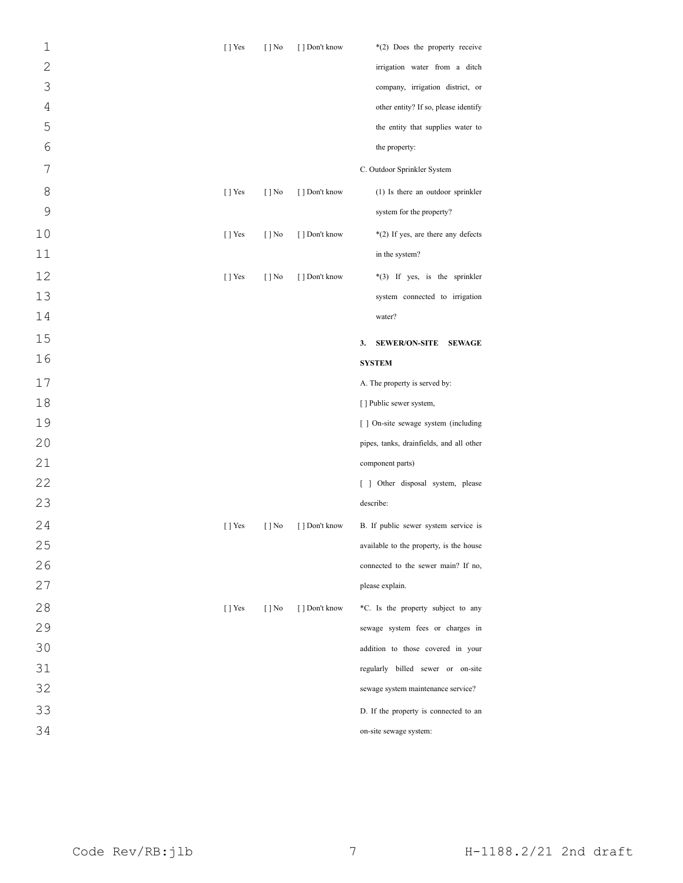| | | | |
|---|---|---|---|
| [ ] Yes | [ ] No | [ ] Don't know | *(2) Does the property receive irrigation water from a ditch company, irrigation district, or other entity? If so, please identify the entity that supplies water to the property: |
| | | | C. Outdoor Sprinkler System |
| [ ] Yes | [ ] No | [ ] Don't know | (1) Is there an outdoor sprinkler system for the property? |
| [ ] Yes | [ ] No | [ ] Don't know | *(2) If yes, are there any defects in the system? |
| [ ] Yes | [ ] No | [ ] Don't know | *(3) If yes, is the sprinkler system connected to irrigation water? |
| | | | **3. SEWER/ON-SITE SEWAGE SYSTEM** |
| | | | A. The property is served by: |
| | | | [ ] Public sewer system, |
| | | | [ ] On-site sewage system (including pipes, tanks, drainfields, and all other component parts) |
| | | | [ ] Other disposal system, please describe: |
| [ ] Yes | [ ] No | [ ] Don't know | B. If public sewer system service is available to the property, is the house connected to the sewer main? If no, please explain. |
| [ ] Yes | [ ] No | [ ] Don't know | *C. Is the property subject to any sewage system fees or charges in addition to those covered in your regularly billed sewer or on-site sewage system maintenance service? |
| | | | D. If the property is connected to an on-site sewage system: |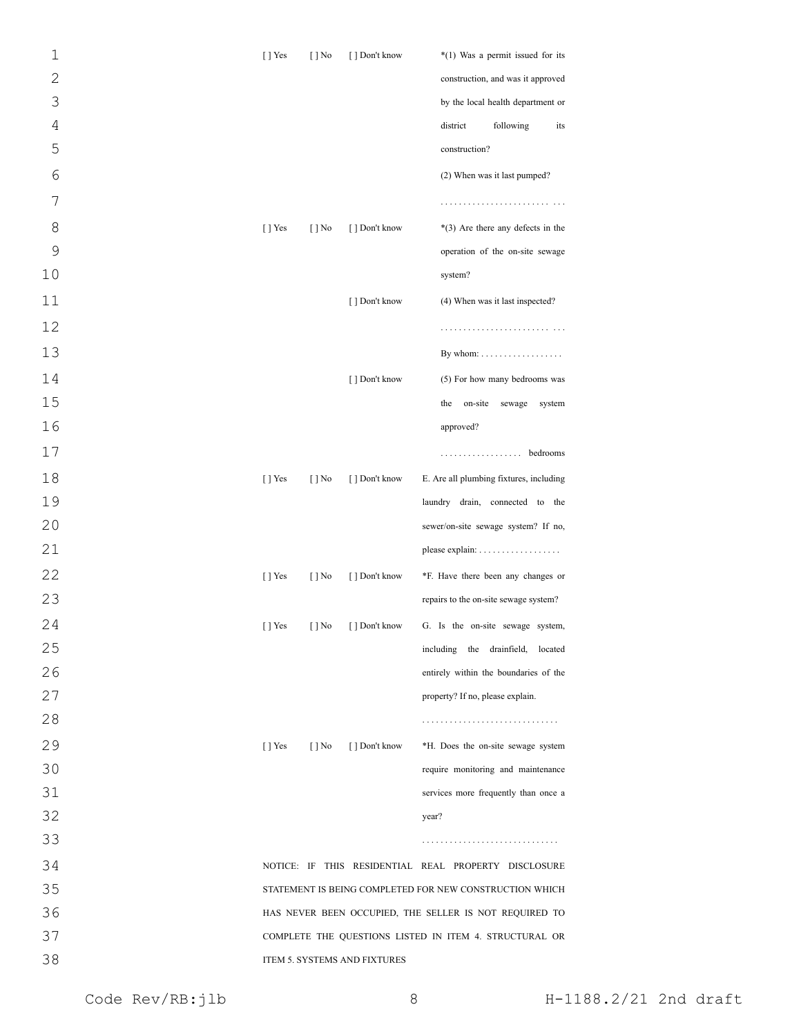| | | | |
|---|---|---|---|
| [ ] Yes | [ ] No | [ ] Don't know | *(1) Was a permit issued for its construction, and was it approved by the local health department or district following its construction? |
| | | | (2) When was it last pumped? |
| | | | . . . . . . . . . . . . . . . . . . . . . . . . . . . |
| [ ] Yes | [ ] No | [ ] Don't know | *(3) Are there any defects in the operation of the on-site sewage system? |
| | | [ ] Don't know | (4) When was it last inspected? |
| | | | . . . . . . . . . . . . . . . . . . . . . . . . . . . |
| | | | By whom: . . . . . . . . . . . . . . . . . . |
| | | [ ] Don't know | (5) For how many bedrooms was the on-site sewage system approved? |
| | | | . . . . . . . . . . . . . . . . . . bedrooms |
| [ ] Yes | [ ] No | [ ] Don't know | E. Are all plumbing fixtures, including laundry drain, connected to the sewer/on-site sewage system? If no, please explain: . . . . . . . . . . . . . . . . . . |
| [ ] Yes | [ ] No | [ ] Don't know | *F. Have there been any changes or repairs to the on-site sewage system? |
| [ ] Yes | [ ] No | [ ] Don't know | G. Is the on-site sewage system, including the drainfield, located entirely within the boundaries of the property? If no, please explain. |
| | | | . . . . . . . . . . . . . . . . . . . . . . . . . . . . . . |
| [ ] Yes | [ ] No | [ ] Don't know | *H. Does the on-site sewage system require monitoring and maintenance services more frequently than once a year? |
| | | | . . . . . . . . . . . . . . . . . . . . . . . . . . . . . . |

NOTICE: IF THIS RESIDENTIAL REAL PROPERTY DISCLOSURE STATEMENT IS BEING COMPLETED FOR NEW CONSTRUCTION WHICH HAS NEVER BEEN OCCUPIED, THE SELLER IS NOT REQUIRED TO COMPLETE THE QUESTIONS LISTED IN ITEM 4. STRUCTURAL OR ITEM 5. SYSTEMS AND FIXTURES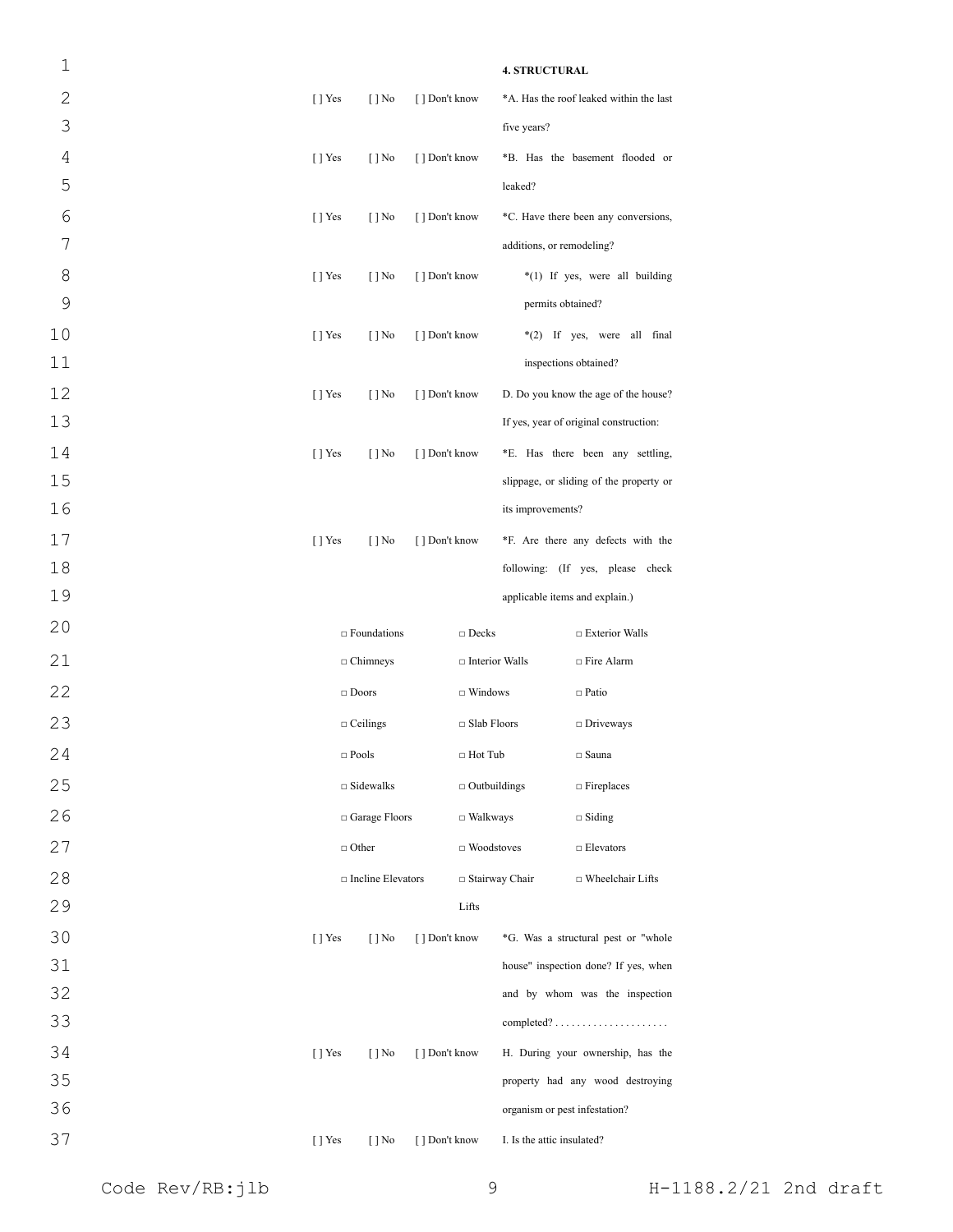**4. STRUCTURAL**

[ ] Yes [ ] No [ ] Don't know *A. Has the roof leaked within the last five years?

[ ] Yes [ ] No [ ] Don't know *B. Has the basement flooded or leaked?

[ ] Yes [ ] No [ ] Don't know *C. Have there been any conversions, additions, or remodeling?

[ ] Yes [ ] No [ ] Don't know *(1) If yes, were all building permits obtained?

[ ] Yes [ ] No [ ] Don't know *(2) If yes, were all final inspections obtained?

[ ] Yes [ ] No [ ] Don't know D. Do you know the age of the house? If yes, year of original construction:

[ ] Yes [ ] No [ ] Don't know *E. Has there been any settling, slippage, or sliding of the property or its improvements?

[ ] Yes [ ] No [ ] Don't know *F. Are there any defects with the following: (If yes, please check applicable items and explain.)

| | | |
|---|---|---|
| □ Foundations | □ Decks | □ Exterior Walls |
| □ Chimneys | □ Interior Walls | □ Fire Alarm |
| □ Doors | □ Windows | □ Patio |
| □ Ceilings | □ Slab Floors | □ Driveways |
| □ Pools | □ Hot Tub | □ Sauna |
| □ Sidewalks | □ Outbuildings | □ Fireplaces |
| □ Garage Floors | □ Walkways | □ Siding |
| □ Other | □ Woodstoves | □ Elevators |
| □ Incline Elevators | □ Stairway Chair Lifts | □ Wheelchair Lifts |

[ ] Yes [ ] No [ ] Don't know *G. Was a structural pest or "whole house" inspection done? If yes, when and by whom was the inspection completed? . . . . . . . . . . . . . . . . . . . . .

[ ] Yes [ ] No [ ] Don't know H. During your ownership, has the property had any wood destroying organism or pest infestation?

[ ] Yes [ ] No [ ] Don't know I. Is the attic insulated?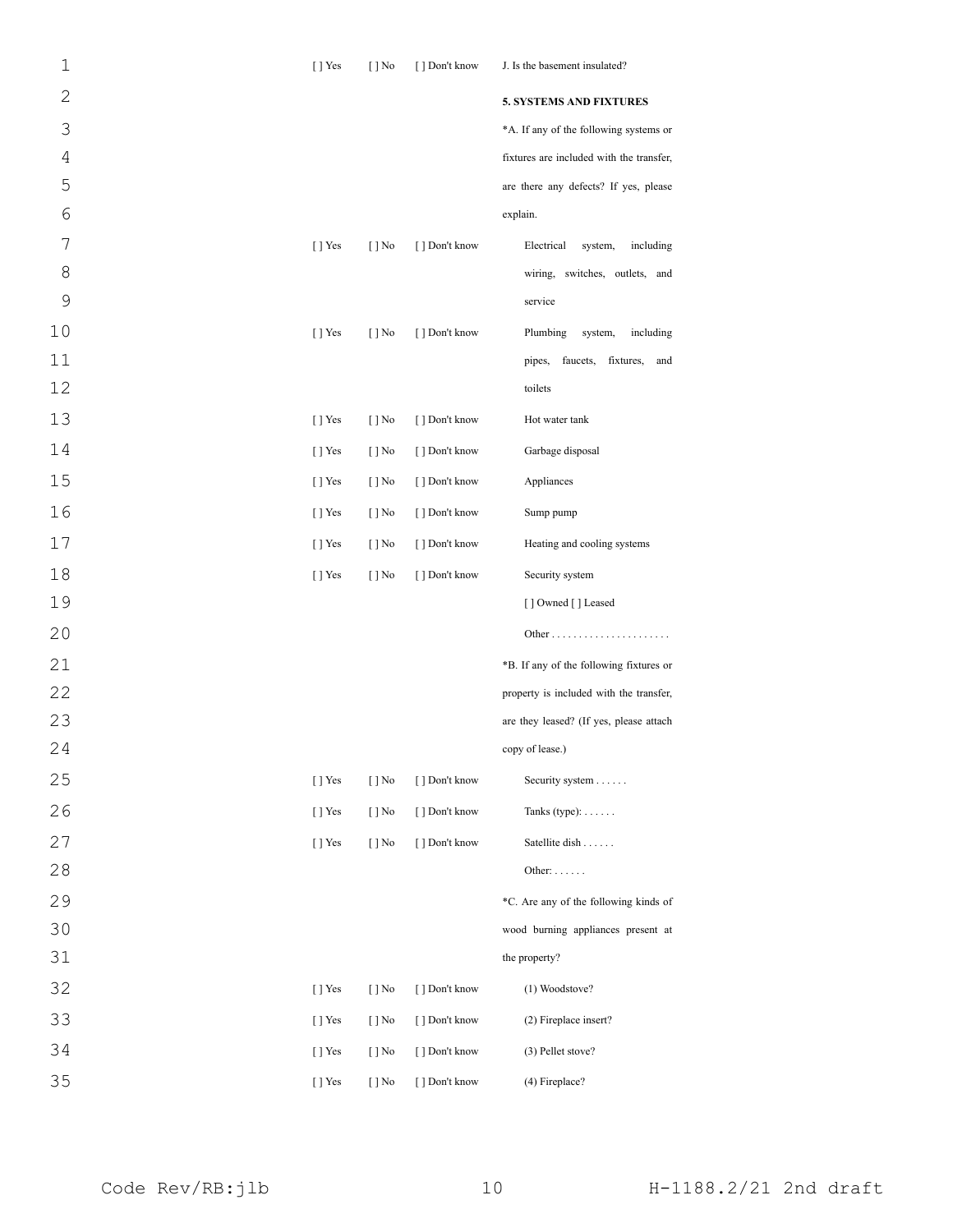[ ] Yes [ ] No [ ] Don't know J. Is the basement insulated?

**5. SYSTEMS AND FIXTURES**

*A. If any of the following systems or fixtures are included with the transfer, are there any defects? If yes, please explain.

[ ] Yes [ ] No [ ] Don't know Electrical system, including wiring, switches, outlets, and service

[ ] Yes [ ] No [ ] Don't know Plumbing system, including pipes, faucets, fixtures, and toilets

[ ] Yes [ ] No [ ] Don't know Hot water tank

[ ] Yes [ ] No [ ] Don't know Garbage disposal

[ ] Yes [ ] No [ ] Don't know Appliances

[ ] Yes [ ] No [ ] Don't know Sump pump

[ ] Yes [ ] No [ ] Don't know Heating and cooling systems

[ ] Yes [ ] No [ ] Don't know Security system

[ ] Owned [ ] Leased

Other . . . . . . . . . . . . . . . . . . . . . .

*B. If any of the following fixtures or property is included with the transfer, are they leased? (If yes, please attach copy of lease.)

[ ] Yes [ ] No [ ] Don't know Security system . . . . . .

[ ] Yes [ ] No [ ] Don't know Tanks (type): . . . . . .

[ ] Yes [ ] No [ ] Don't know Satellite dish . . . . . .

Other: . . . . . .

*C. Are any of the following kinds of wood burning appliances present at the property?

[ ] Yes [ ] No [ ] Don't know (1) Woodstove?

[ ] Yes [ ] No [ ] Don't know (2) Fireplace insert?

[ ] Yes [ ] No [ ] Don't know (3) Pellet stove?

[ ] Yes [ ] No [ ] Don't know (4) Fireplace?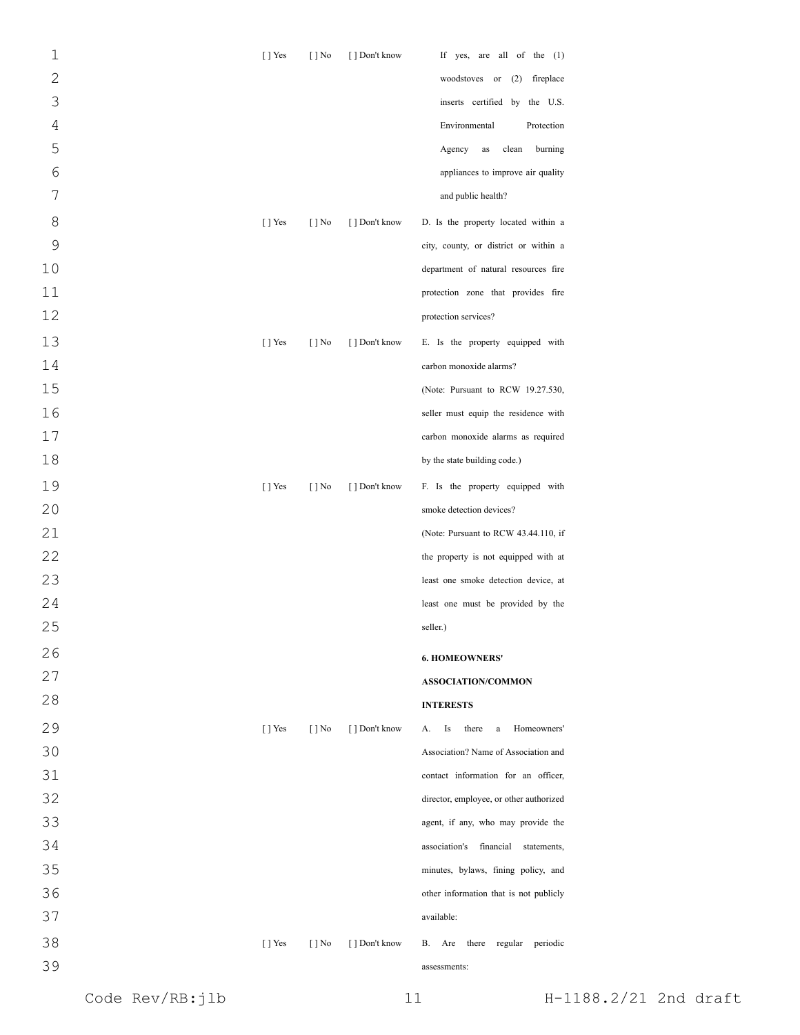| | | | |
|---|---|---|---|
| [ ] Yes | [ ] No | [ ] Don't know | If yes, are all of the (1) woodstoves or (2) fireplace inserts certified by the U.S. Environmental Protection Agency as clean burning appliances to improve air quality and public health? |
| [ ] Yes | [ ] No | [ ] Don't know | D. Is the property located within a city, county, or district or within a department of natural resources fire protection zone that provides fire protection services? |
| [ ] Yes | [ ] No | [ ] Don't know | E. Is the property equipped with carbon monoxide alarms? (Note: Pursuant to RCW 19.27.530, seller must equip the residence with carbon monoxide alarms as required by the state building code.) |
| [ ] Yes | [ ] No | [ ] Don't know | F. Is the property equipped with smoke detection devices? (Note: Pursuant to RCW 43.44.110, if the property is not equipped with at least one smoke detection device, at least one must be provided by the seller.) |
| | | | **6. HOMEOWNERS' ASSOCIATION/COMMON INTERESTS** |
| [ ] Yes | [ ] No | [ ] Don't know | A. Is there a Homeowners' Association? Name of Association and contact information for an officer, director, employee, or other authorized agent, if any, who may provide the association's financial statements, minutes, bylaws, fining policy, and other information that is not publicly available: |
| [ ] Yes | [ ] No | [ ] Don't know | B. Are there regular periodic assessments: |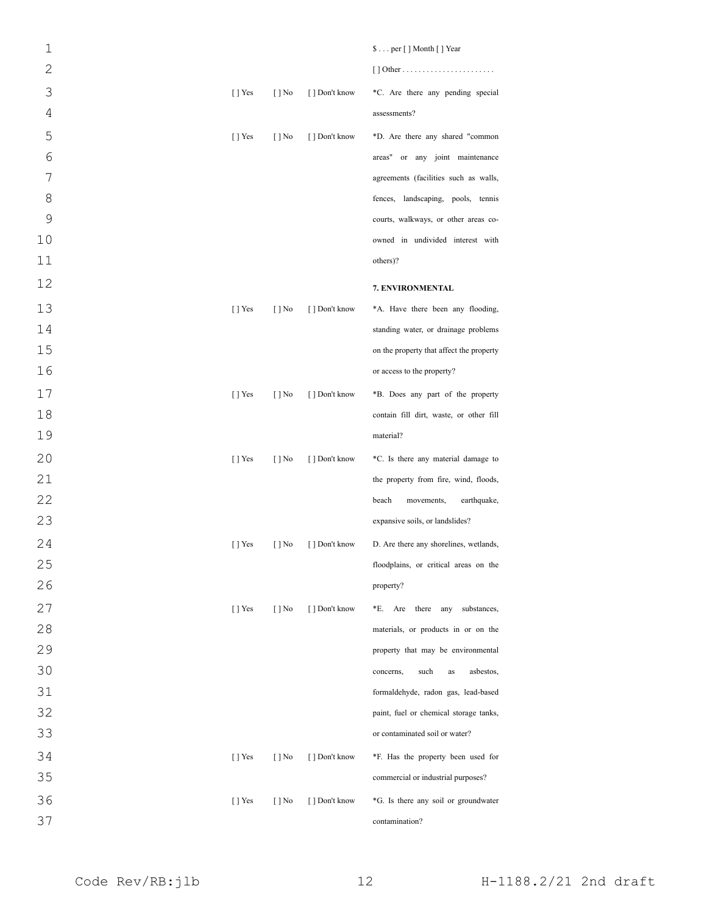$ . . . per [ ] Month [ ] Year

[ ] Other . . . . . . . . . . . . . . . . . . . . . . .

| | | | |
|---|---|---|---|
| [ ] Yes | [ ] No | [ ] Don't know | *C. Are there any pending special assessments? |
| [ ] Yes | [ ] No | [ ] Don't know | *D. Are there any shared "common areas" or any joint maintenance agreements (facilities such as walls, fences, landscaping, pools, tennis courts, walkways, or other areas co-owned in undivided interest with others)? |

**7. ENVIRONMENTAL**

| | | | |
|---|---|---|---|
| [ ] Yes | [ ] No | [ ] Don't know | *A. Have there been any flooding, standing water, or drainage problems on the property that affect the property or access to the property? |
| [ ] Yes | [ ] No | [ ] Don't know | *B. Does any part of the property contain fill dirt, waste, or other fill material? |
| [ ] Yes | [ ] No | [ ] Don't know | *C. Is there any material damage to the property from fire, wind, floods, beach movements, earthquake, expansive soils, or landslides? |
| [ ] Yes | [ ] No | [ ] Don't know | D. Are there any shorelines, wetlands, floodplains, or critical areas on the property? |
| [ ] Yes | [ ] No | [ ] Don't know | *E. Are there any substances, materials, or products in or on the property that may be environmental concerns, such as asbestos, formaldehyde, radon gas, lead-based paint, fuel or chemical storage tanks, or contaminated soil or water? |
| [ ] Yes | [ ] No | [ ] Don't know | *F. Has the property been used for commercial or industrial purposes? |
| [ ] Yes | [ ] No | [ ] Don't know | *G. Is there any soil or groundwater contamination? |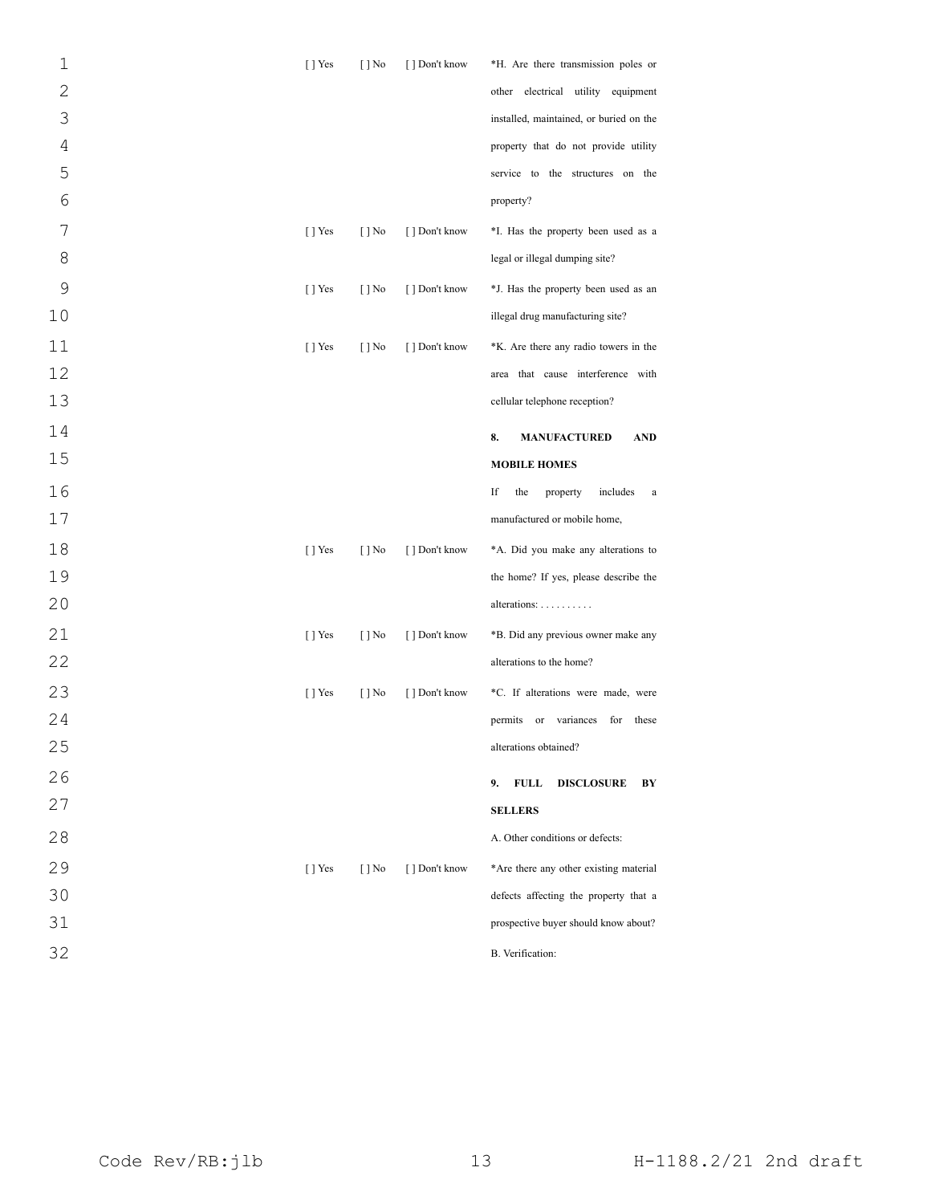| | | | |
|---|---|---|---|
| [ ] Yes | [ ] No | [ ] Don't know | *H. Are there transmission poles or other electrical utility equipment installed, maintained, or buried on the property that do not provide utility service to the structures on the property? |
| [ ] Yes | [ ] No | [ ] Don't know | *I. Has the property been used as a legal or illegal dumping site? |
| [ ] Yes | [ ] No | [ ] Don't know | *J. Has the property been used as an illegal drug manufacturing site? |
| [ ] Yes | [ ] No | [ ] Don't know | *K. Are there any radio towers in the area that cause interference with cellular telephone reception? |

**8. MANUFACTURED AND MOBILE HOMES**

If the property includes a manufactured or mobile home,

| | | | |
|---|---|---|---|
| [ ] Yes | [ ] No | [ ] Don't know | *A. Did you make any alterations to the home? If yes, please describe the alterations: . . . . . . . . . . |
| [ ] Yes | [ ] No | [ ] Don't know | *B. Did any previous owner make any alterations to the home? |
| [ ] Yes | [ ] No | [ ] Don't know | *C. If alterations were made, were permits or variances for these alterations obtained? |

**9. FULL DISCLOSURE BY SELLERS**

A. Other conditions or defects:

| | | | |
|---|---|---|---|
| [ ] Yes | [ ] No | [ ] Don't know | *Are there any other existing material defects affecting the property that a prospective buyer should know about? |

B. Verification: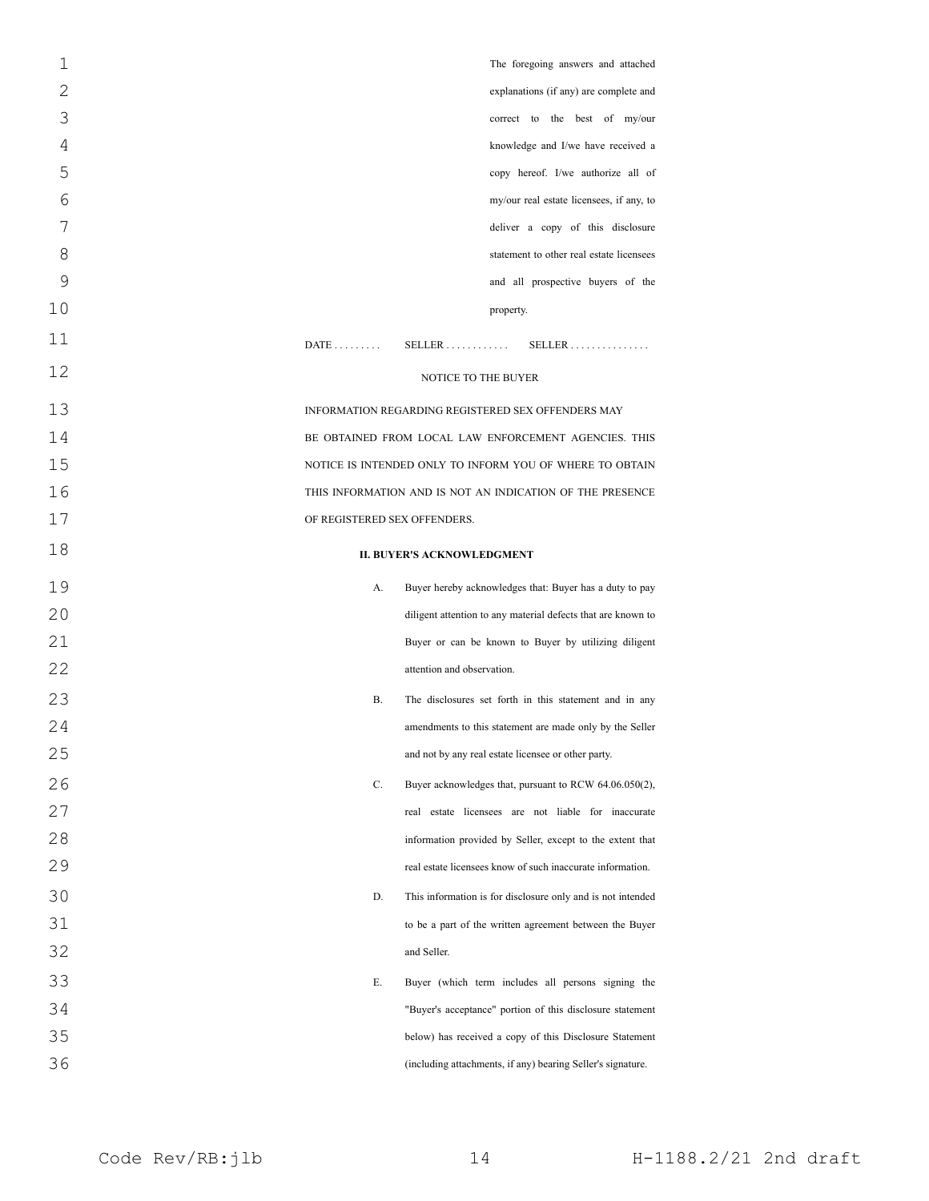The foregoing answers and attached explanations (if any) are complete and correct to the best of my/our knowledge and I/we have received a copy hereof. I/we authorize all of my/our real estate licensees, if any, to deliver a copy of this disclosure statement to other real estate licensees and all prospective buyers of the property.

DATE . . . . . . . . . SELLER . . . . . . . . . . . . SELLER . . . . . . . . . . . . . . .

NOTICE TO THE BUYER

INFORMATION REGARDING REGISTERED SEX OFFENDERS MAY BE OBTAINED FROM LOCAL LAW ENFORCEMENT AGENCIES. THIS NOTICE IS INTENDED ONLY TO INFORM YOU OF WHERE TO OBTAIN THIS INFORMATION AND IS NOT AN INDICATION OF THE PRESENCE OF REGISTERED SEX OFFENDERS.

**II. BUYER'S ACKNOWLEDGMENT**

A. Buyer hereby acknowledges that: Buyer has a duty to pay diligent attention to any material defects that are known to Buyer or can be known to Buyer by utilizing diligent attention and observation.

B. The disclosures set forth in this statement and in any amendments to this statement are made only by the Seller and not by any real estate licensee or other party.

C. Buyer acknowledges that, pursuant to RCW 64.06.050(2), real estate licensees are not liable for inaccurate information provided by Seller, except to the extent that real estate licensees know of such inaccurate information.

D. This information is for disclosure only and is not intended to be a part of the written agreement between the Buyer and Seller.

E. Buyer (which term includes all persons signing the "Buyer's acceptance" portion of this disclosure statement below) has received a copy of this Disclosure Statement (including attachments, if any) bearing Seller's signature.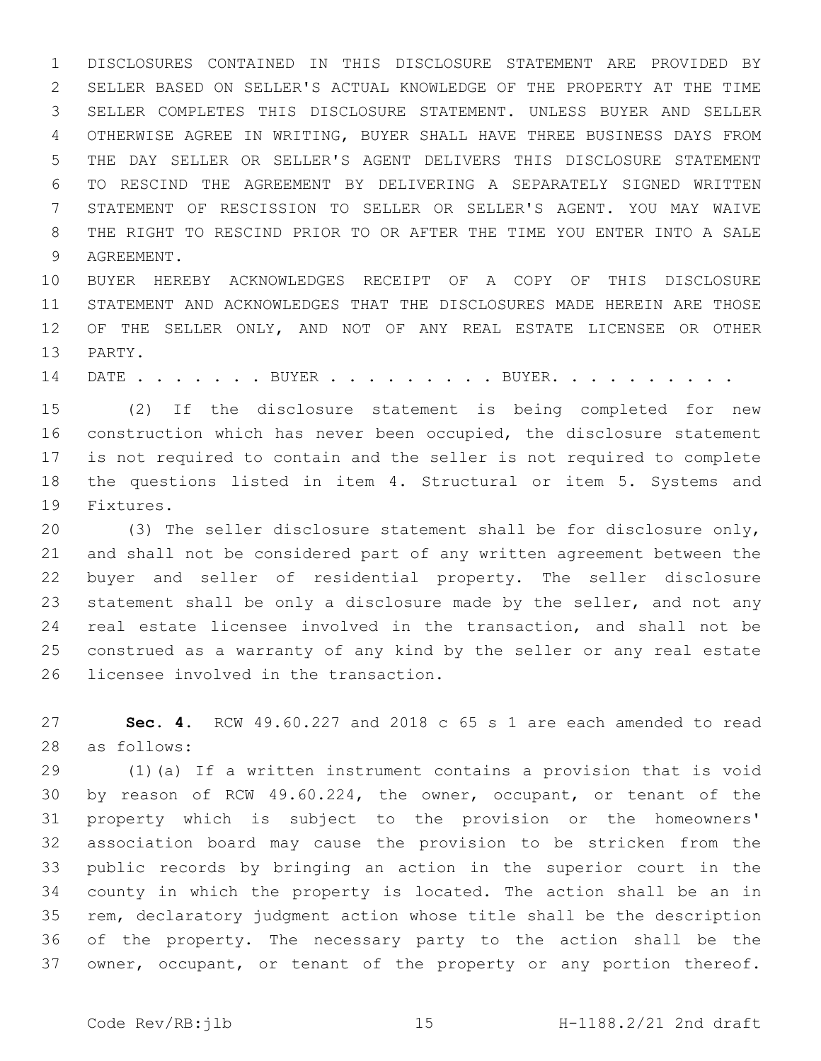DISCLOSURES CONTAINED IN THIS DISCLOSURE STATEMENT ARE PROVIDED BY SELLER BASED ON SELLER'S ACTUAL KNOWLEDGE OF THE PROPERTY AT THE TIME SELLER COMPLETES THIS DISCLOSURE STATEMENT. UNLESS BUYER AND SELLER OTHERWISE AGREE IN WRITING, BUYER SHALL HAVE THREE BUSINESS DAYS FROM THE DAY SELLER OR SELLER'S AGENT DELIVERS THIS DISCLOSURE STATEMENT TO RESCIND THE AGREEMENT BY DELIVERING A SEPARATELY SIGNED WRITTEN STATEMENT OF RESCISSION TO SELLER OR SELLER'S AGENT. YOU MAY WAIVE THE RIGHT TO RESCIND PRIOR TO OR AFTER THE TIME YOU ENTER INTO A SALE AGREEMENT.

BUYER HEREBY ACKNOWLEDGES RECEIPT OF A COPY OF THIS DISCLOSURE STATEMENT AND ACKNOWLEDGES THAT THE DISCLOSURES MADE HEREIN ARE THOSE OF THE SELLER ONLY, AND NOT OF ANY REAL ESTATE LICENSEE OR OTHER PARTY.

DATE . . . . . . . BUYER . . . . . . . . . BUYER. . . . . . . . . .

(2) If the disclosure statement is being completed for new construction which has never been occupied, the disclosure statement is not required to contain and the seller is not required to complete the questions listed in item 4. Structural or item 5. Systems and Fixtures.

(3) The seller disclosure statement shall be for disclosure only, and shall not be considered part of any written agreement between the buyer and seller of residential property. The seller disclosure statement shall be only a disclosure made by the seller, and not any real estate licensee involved in the transaction, and shall not be construed as a warranty of any kind by the seller or any real estate licensee involved in the transaction.

**Sec. 4.** RCW 49.60.227 and 2018 c 65 s 1 are each amended to read as follows:

(1)(a) If a written instrument contains a provision that is void by reason of RCW 49.60.224, the owner, occupant, or tenant of the property which is subject to the provision or the homeowners' association board may cause the provision to be stricken from the public records by bringing an action in the superior court in the county in which the property is located. The action shall be an in rem, declaratory judgment action whose title shall be the description of the property. The necessary party to the action shall be the owner, occupant, or tenant of the property or any portion thereof.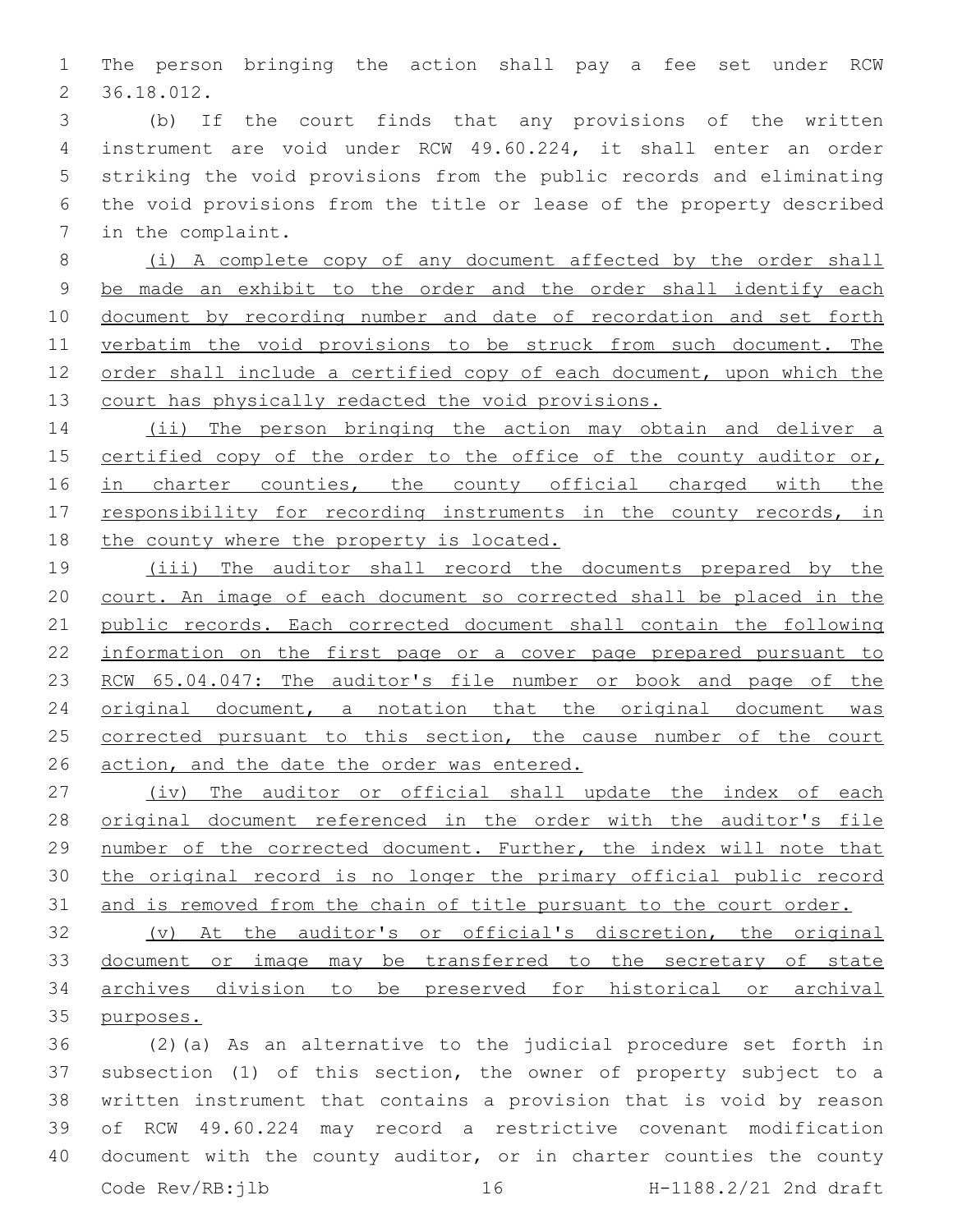The person bringing the action shall pay a fee set under RCW 36.18.012.

(b) If the court finds that any provisions of the written instrument are void under RCW 49.60.224, it shall enter an order striking the void provisions from the public records and eliminating the void provisions from the title or lease of the property described in the complaint.

(i) A complete copy of any document affected by the order shall be made an exhibit to the order and the order shall identify each document by recording number and date of recordation and set forth verbatim the void provisions to be struck from such document. The order shall include a certified copy of each document, upon which the court has physically redacted the void provisions.

(ii) The person bringing the action may obtain and deliver a certified copy of the order to the office of the county auditor or, in charter counties, the county official charged with the responsibility for recording instruments in the county records, in the county where the property is located.

(iii) The auditor shall record the documents prepared by the court. An image of each document so corrected shall be placed in the public records. Each corrected document shall contain the following information on the first page or a cover page prepared pursuant to RCW 65.04.047: The auditor's file number or book and page of the original document, a notation that the original document was corrected pursuant to this section, the cause number of the court action, and the date the order was entered.

(iv) The auditor or official shall update the index of each original document referenced in the order with the auditor's file number of the corrected document. Further, the index will note that the original record is no longer the primary official public record and is removed from the chain of title pursuant to the court order.

(v) At the auditor's or official's discretion, the original document or image may be transferred to the secretary of state archives division to be preserved for historical or archival purposes.

(2)(a) As an alternative to the judicial procedure set forth in subsection (1) of this section, the owner of property subject to a written instrument that contains a provision that is void by reason of RCW 49.60.224 may record a restrictive covenant modification document with the county auditor, or in charter counties the county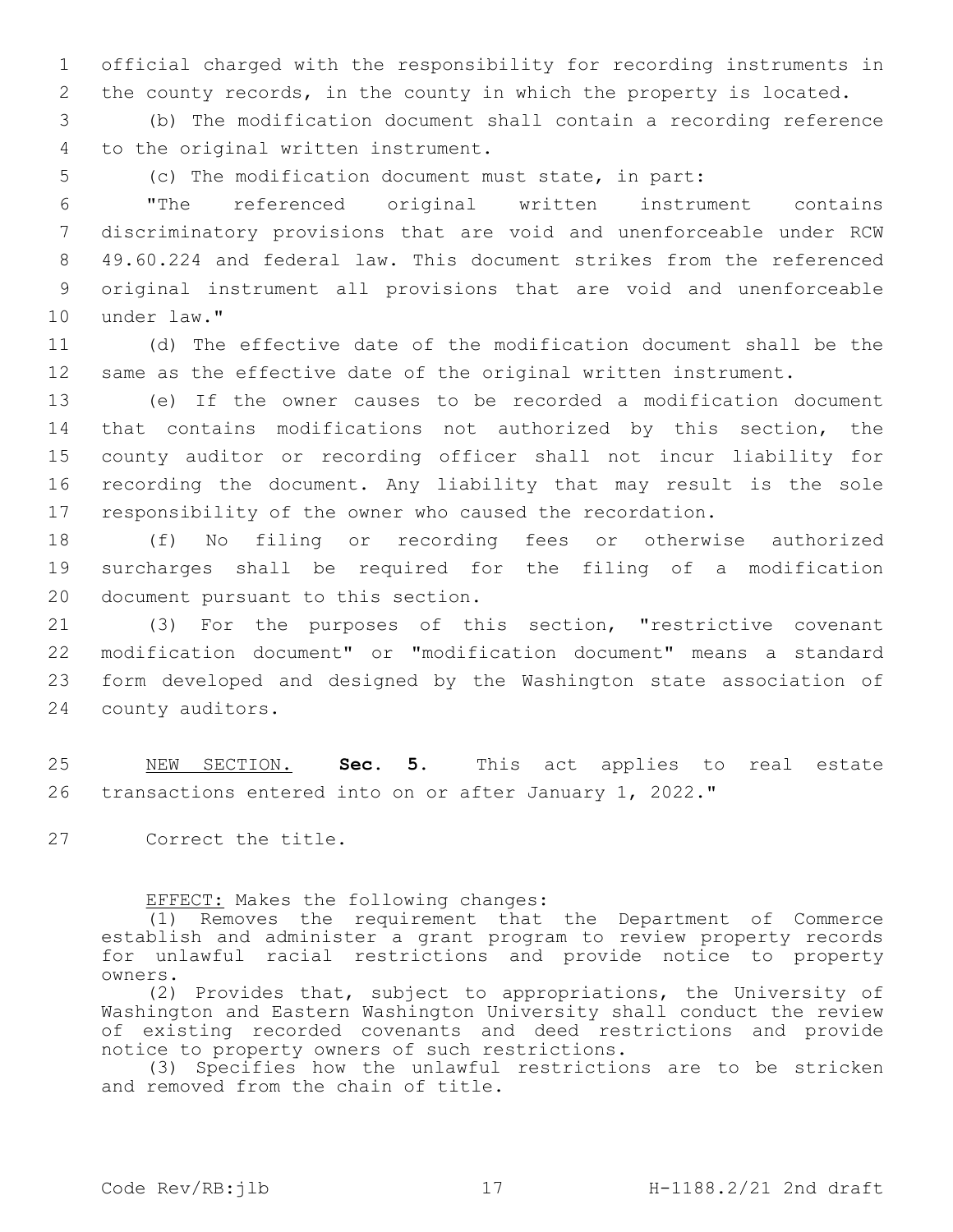official charged with the responsibility for recording instruments in the county records, in the county in which the property is located.

(b) The modification document shall contain a recording reference to the original written instrument.

(c) The modification document must state, in part:

"The referenced original written instrument contains discriminatory provisions that are void and unenforceable under RCW 49.60.224 and federal law. This document strikes from the referenced original instrument all provisions that are void and unenforceable under law."

(d) The effective date of the modification document shall be the same as the effective date of the original written instrument.

(e) If the owner causes to be recorded a modification document that contains modifications not authorized by this section, the county auditor or recording officer shall not incur liability for recording the document. Any liability that may result is the sole responsibility of the owner who caused the recordation.

(f) No filing or recording fees or otherwise authorized surcharges shall be required for the filing of a modification document pursuant to this section.

(3) For the purposes of this section, "restrictive covenant modification document" or "modification document" means a standard form developed and designed by the Washington state association of county auditors.

NEW SECTION. **Sec. 5.** This act applies to real estate transactions entered into on or after January 1, 2022."

Correct the title.

EFFECT: Makes the following changes:

(1) Removes the requirement that the Department of Commerce establish and administer a grant program to review property records for unlawful racial restrictions and provide notice to property owners.

(2) Provides that, subject to appropriations, the University of Washington and Eastern Washington University shall conduct the review of existing recorded covenants and deed restrictions and provide notice to property owners of such restrictions.

(3) Specifies how the unlawful restrictions are to be stricken and removed from the chain of title.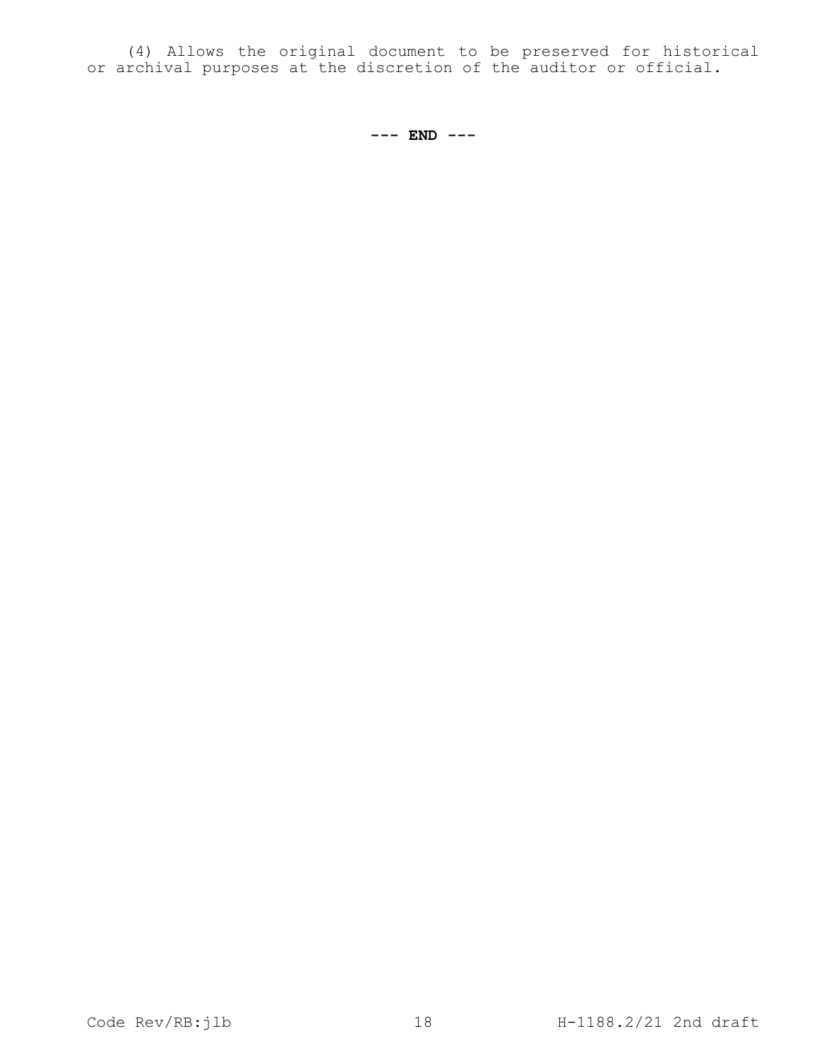(4) Allows the original document to be preserved for historical or archival purposes at the discretion of the auditor or official.

**--- END ---**